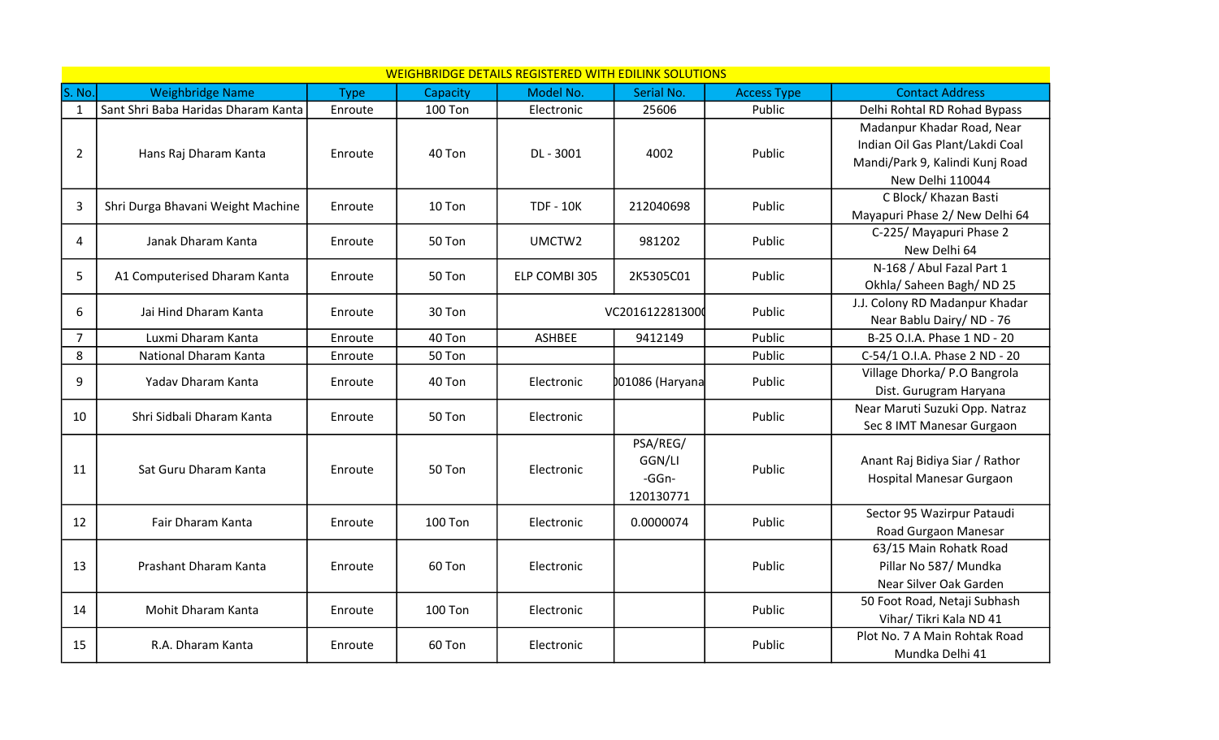| WEIGHBRIDGE DETAILS REGISTERED WITH EDILINK SOLUTIONS | | | | | | | |
|---|---|---|---|---|---|---|---|
| S. No. | Weighbridge Name | Type | Capacity | Model No. | Serial No. | Access Type | Contact Address |
| 1 | Sant Shri Baba Haridas Dharam Kanta | Enroute | 100 Ton | Electronic | 25606 | Public | Delhi Rohtal RD Rohad Bypass |
| 2 | Hans Raj Dharam Kanta | Enroute | 40 Ton | DL - 3001 | 4002 | Public | Madanpur Khadar Road, Near Indian Oil Gas Plant/Lakdi Coal Mandi/Park 9, Kalindi Kunj Road New Delhi 110044 |
| 3 | Shri Durga Bhavani Weight Machine | Enroute | 10 Ton | TDF - 10K | 212040698 | Public | C Block/ Khazan Basti Mayapuri Phase 2/ New Delhi 64 |
| 4 | Janak Dharam Kanta | Enroute | 50 Ton | UMCTW2 | 981202 | Public | C-225/ Mayapuri Phase 2 New Delhi 64 |
| 5 | A1 Computerised Dharam Kanta | Enroute | 50 Ton | ELP COMBI 305 | 2K5305C01 | Public | N-168 / Abul Fazal Part 1 Okhla/ Saheen Bagh/ ND 25 |
| 6 | Jai Hind Dharam Kanta | Enroute | 30 Ton | VC201612281300 | | Public | J.J. Colony RD Madanpur Khadar Near Bablu Dairy/ ND - 76 |
| 7 | Luxmi Dharam Kanta | Enroute | 40 Ton | ASHBEE | 9412149 | Public | B-25 O.I.A. Phase 1 ND - 20 |
| 8 | National Dharam Kanta | Enroute | 50 Ton | | | Public | C-54/1 O.I.A. Phase 2 ND - 20 |
| 9 | Yadav Dharam Kanta | Enroute | 40 Ton | Electronic | )01086 (Haryana | Public | Village Dhorka/ P.O Bangrola Dist. Gurugram Haryana |
| 10 | Shri Sidbali Dharam Kanta | Enroute | 50 Ton | Electronic | | Public | Near Maruti Suzuki Opp. Natraz Sec 8 IMT Manesar Gurgaon |
| 11 | Sat Guru Dharam Kanta | Enroute | 50 Ton | Electronic | PSA/REG/ GGN/LI -GGn- 120130771 | Public | Anant Raj Bidiya Siar / Rathor Hospital Manesar Gurgaon |
| 12 | Fair Dharam Kanta | Enroute | 100 Ton | Electronic | 0.0000074 | Public | Sector 95 Wazirpur Pataudi Road Gurgaon Manesar |
| 13 | Prashant Dharam Kanta | Enroute | 60 Ton | Electronic | | Public | 63/15 Main Rohatk Road Pillar No 587/ Mundka Near Silver Oak Garden |
| 14 | Mohit Dharam Kanta | Enroute | 100 Ton | Electronic | | Public | 50 Foot Road, Netaji Subhash Vihar/ Tikri Kala ND 41 |
| 15 | R.A. Dharam Kanta | Enroute | 60 Ton | Electronic | | Public | Plot No. 7 A Main Rohtak Road Mundka Delhi 41 |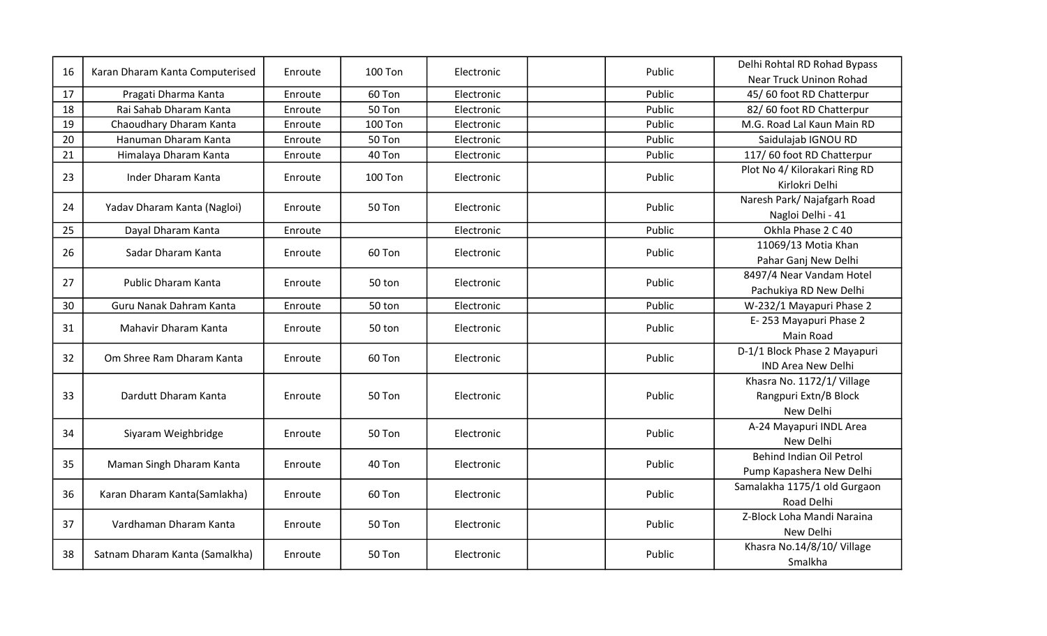| 16 | Karan Dharam Kanta Computerised | Enroute | 100 Ton | Electronic | | Public | Delhi Rohtal RD Rohad Bypass Near Truck Uninon Rohad |
|---|---|---|---|---|---|---|---|
| 17 | Pragati Dharma Kanta | Enroute | 60 Ton | Electronic | | Public | 45/ 60 foot RD Chatterpur |
| 18 | Rai Sahab Dharam Kanta | Enroute | 50 Ton | Electronic | | Public | 82/ 60 foot RD Chatterpur |
| 19 | Chaoudhary Dharam Kanta | Enroute | 100 Ton | Electronic | | Public | M.G. Road Lal Kaun Main RD |
| 20 | Hanuman Dharam Kanta | Enroute | 50 Ton | Electronic | | Public | Saidulajab IGNOU RD |
| 21 | Himalaya Dharam Kanta | Enroute | 40 Ton | Electronic | | Public | 117/ 60 foot RD Chatterpur |
| 23 | Inder Dharam Kanta | Enroute | 100 Ton | Electronic | | Public | Plot No 4/ Kilorakari Ring RD Kirlokri Delhi |
| 24 | Yadav Dharam Kanta (Nagloi) | Enroute | 50 Ton | Electronic | | Public | Naresh Park/ Najafgarh Road Nagloi Delhi - 41 |
| 25 | Dayal Dharam Kanta | Enroute | | Electronic | | Public | Okhla Phase 2 C 40 |
| 26 | Sadar Dharam Kanta | Enroute | 60 Ton | Electronic | | Public | 11069/13 Motia Khan Pahar Ganj New Delhi |
| 27 | Public Dharam Kanta | Enroute | 50 ton | Electronic | | Public | 8497/4 Near Vandam Hotel Pachukiya RD New Delhi |
| 30 | Guru Nanak Dahram Kanta | Enroute | 50 ton | Electronic | | Public | W-232/1 Mayapuri Phase 2 |
| 31 | Mahavir Dharam Kanta | Enroute | 50 ton | Electronic | | Public | E- 253 Mayapuri Phase 2 Main Road |
| 32 | Om Shree Ram Dharam Kanta | Enroute | 60 Ton | Electronic | | Public | D-1/1 Block Phase 2 Mayapuri IND Area New Delhi |
| 33 | Dardutt Dharam Kanta | Enroute | 50 Ton | Electronic | | Public | Khasra No. 1172/1/ Village Rangpuri Extn/B Block New Delhi |
| 34 | Siyaram Weighbridge | Enroute | 50 Ton | Electronic | | Public | A-24 Mayapuri INDL Area New Delhi |
| 35 | Maman Singh Dharam Kanta | Enroute | 40 Ton | Electronic | | Public | Behind Indian Oil Petrol Pump Kapashera New Delhi |
| 36 | Karan Dharam Kanta(Samlakha) | Enroute | 60 Ton | Electronic | | Public | Samalakha 1175/1 old Gurgaon Road Delhi |
| 37 | Vardhaman Dharam Kanta | Enroute | 50 Ton | Electronic | | Public | Z-Block Loha Mandi Naraina New Delhi |
| 38 | Satnam Dharam Kanta (Samalkha) | Enroute | 50 Ton | Electronic | | Public | Khasra No.14/8/10/ Village Smalkha |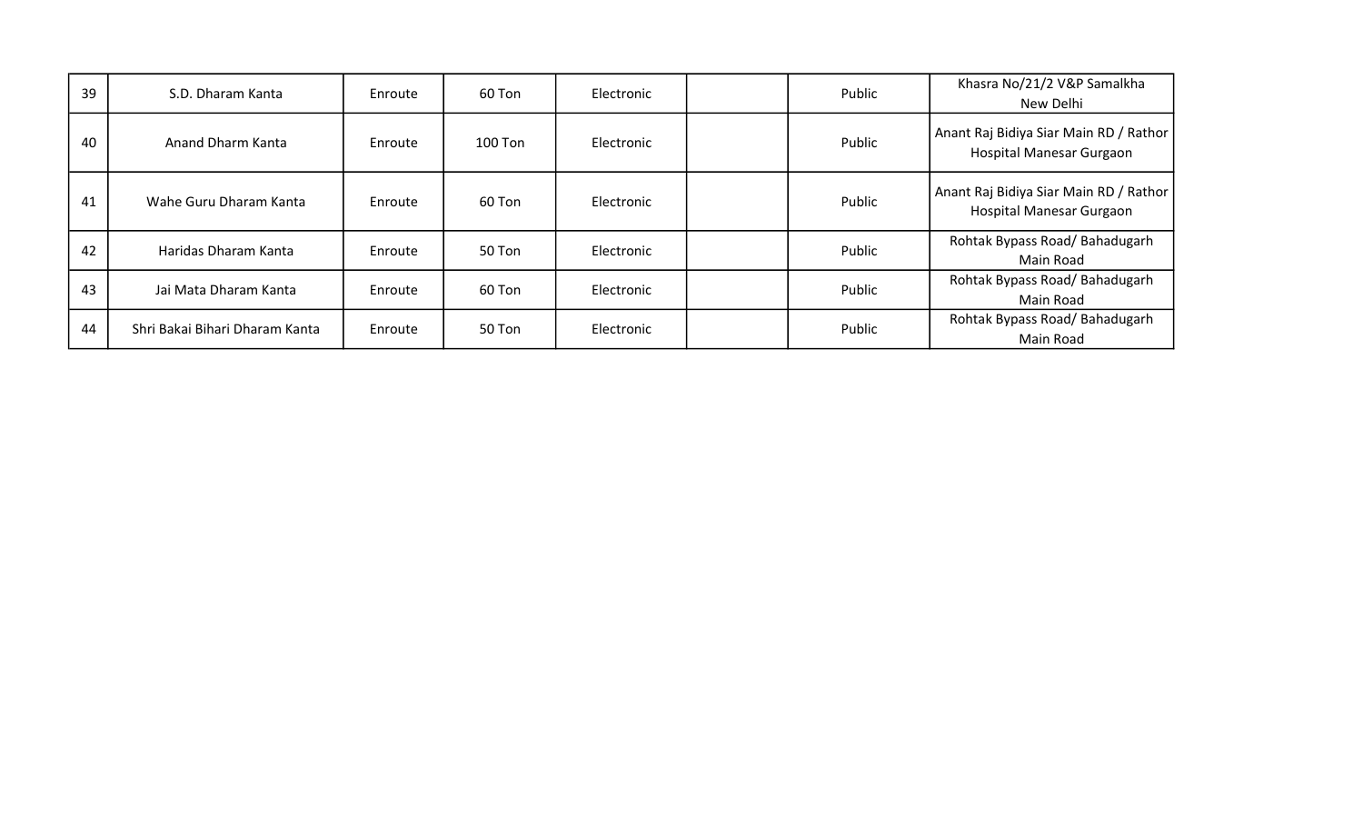| | | | | | | | |
|---|---|---|---|---|---|---|---|
| 39 | S.D. Dharam Kanta | Enroute | 60 Ton | Electronic | | Public | Khasra No/21/2 V&P Samalkha New Delhi |
| 40 | Anand Dharm Kanta | Enroute | 100 Ton | Electronic | | Public | Anant Raj Bidiya Siar Main RD / Rathor Hospital Manesar Gurgaon |
| 41 | Wahe Guru Dharam Kanta | Enroute | 60 Ton | Electronic | | Public | Anant Raj Bidiya Siar Main RD / Rathor Hospital Manesar Gurgaon |
| 42 | Haridas Dharam Kanta | Enroute | 50 Ton | Electronic | | Public | Rohtak Bypass Road/ Bahadugarh Main Road |
| 43 | Jai Mata Dharam Kanta | Enroute | 60 Ton | Electronic | | Public | Rohtak Bypass Road/ Bahadugarh Main Road |
| 44 | Shri Bakai Bihari Dharam Kanta | Enroute | 50 Ton | Electronic | | Public | Rohtak Bypass Road/ Bahadugarh Main Road |